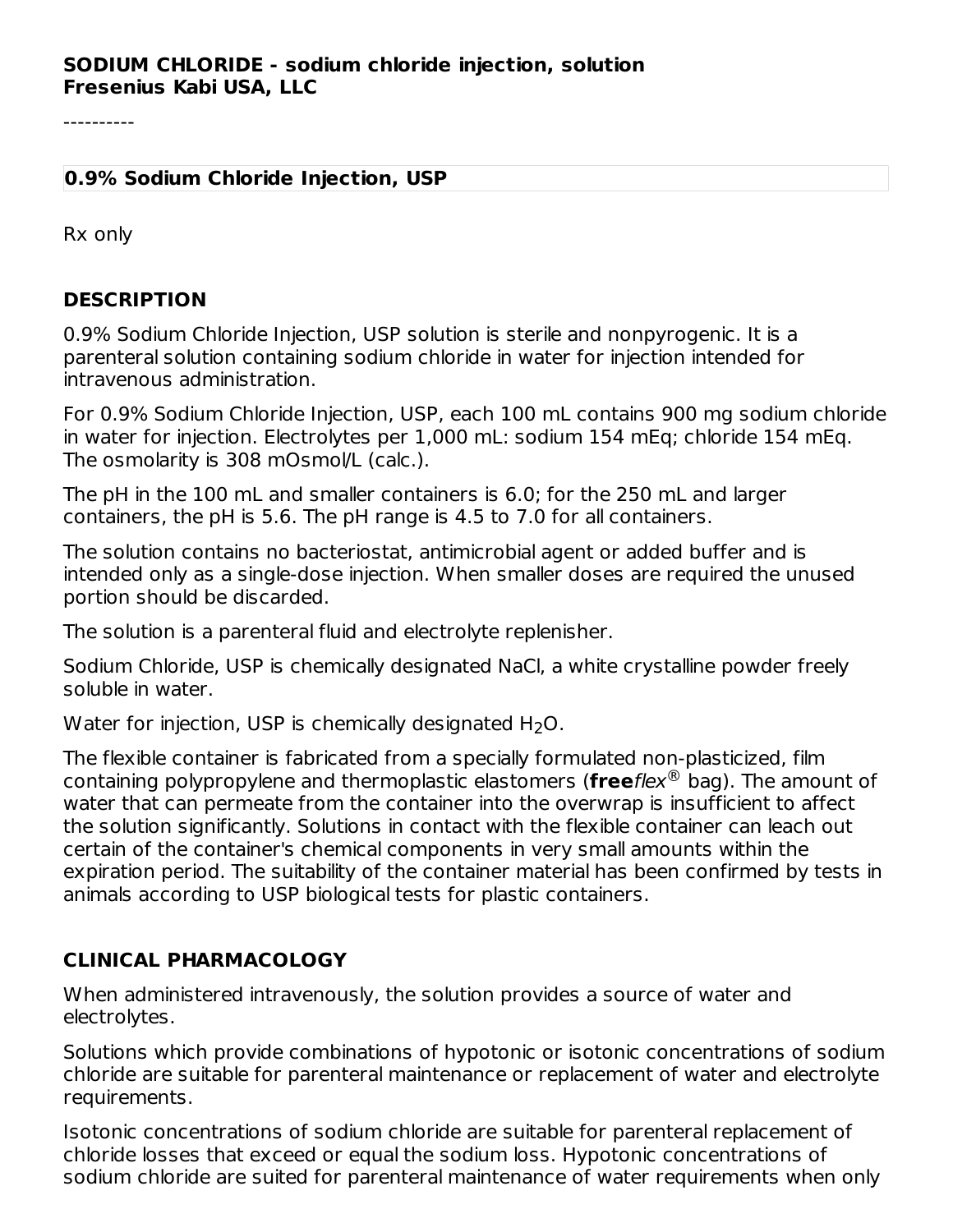**SODIUM CHLORIDE - sodium chloride injection, solution**
**Fresenius Kabi USA, LLC**

----------

**0.9% Sodium Chloride Injection, USP**

Rx only

## DESCRIPTION

0.9% Sodium Chloride Injection, USP solution is sterile and nonpyrogenic. It is a parenteral solution containing sodium chloride in water for injection intended for intravenous administration.

For 0.9% Sodium Chloride Injection, USP, each 100 mL contains 900 mg sodium chloride in water for injection. Electrolytes per 1,000 mL: sodium 154 mEq; chloride 154 mEq. The osmolarity is 308 mOsmol/L (calc.).

The pH in the 100 mL and smaller containers is 6.0; for the 250 mL and larger containers, the pH is 5.6. The pH range is 4.5 to 7.0 for all containers.

The solution contains no bacteriostat, antimicrobial agent or added buffer and is intended only as a single-dose injection. When smaller doses are required the unused portion should be discarded.

The solution is a parenteral fluid and electrolyte replenisher.

Sodium Chloride, USP is chemically designated NaCl, a white crystalline powder freely soluble in water.

Water for injection, USP is chemically designated $H_2O$.

The flexible container is fabricated from a specially formulated non-plasticized, film containing polypropylene and thermoplastic elastomers (**free***flex*® bag). The amount of water that can permeate from the container into the overwrap is insufficient to affect the solution significantly. Solutions in contact with the flexible container can leach out certain of the container's chemical components in very small amounts within the expiration period. The suitability of the container material has been confirmed by tests in animals according to USP biological tests for plastic containers.

## CLINICAL PHARMACOLOGY

When administered intravenously, the solution provides a source of water and electrolytes.

Solutions which provide combinations of hypotonic or isotonic concentrations of sodium chloride are suitable for parenteral maintenance or replacement of water and electrolyte requirements.

Isotonic concentrations of sodium chloride are suitable for parenteral replacement of chloride losses that exceed or equal the sodium loss. Hypotonic concentrations of sodium chloride are suited for parenteral maintenance of water requirements when only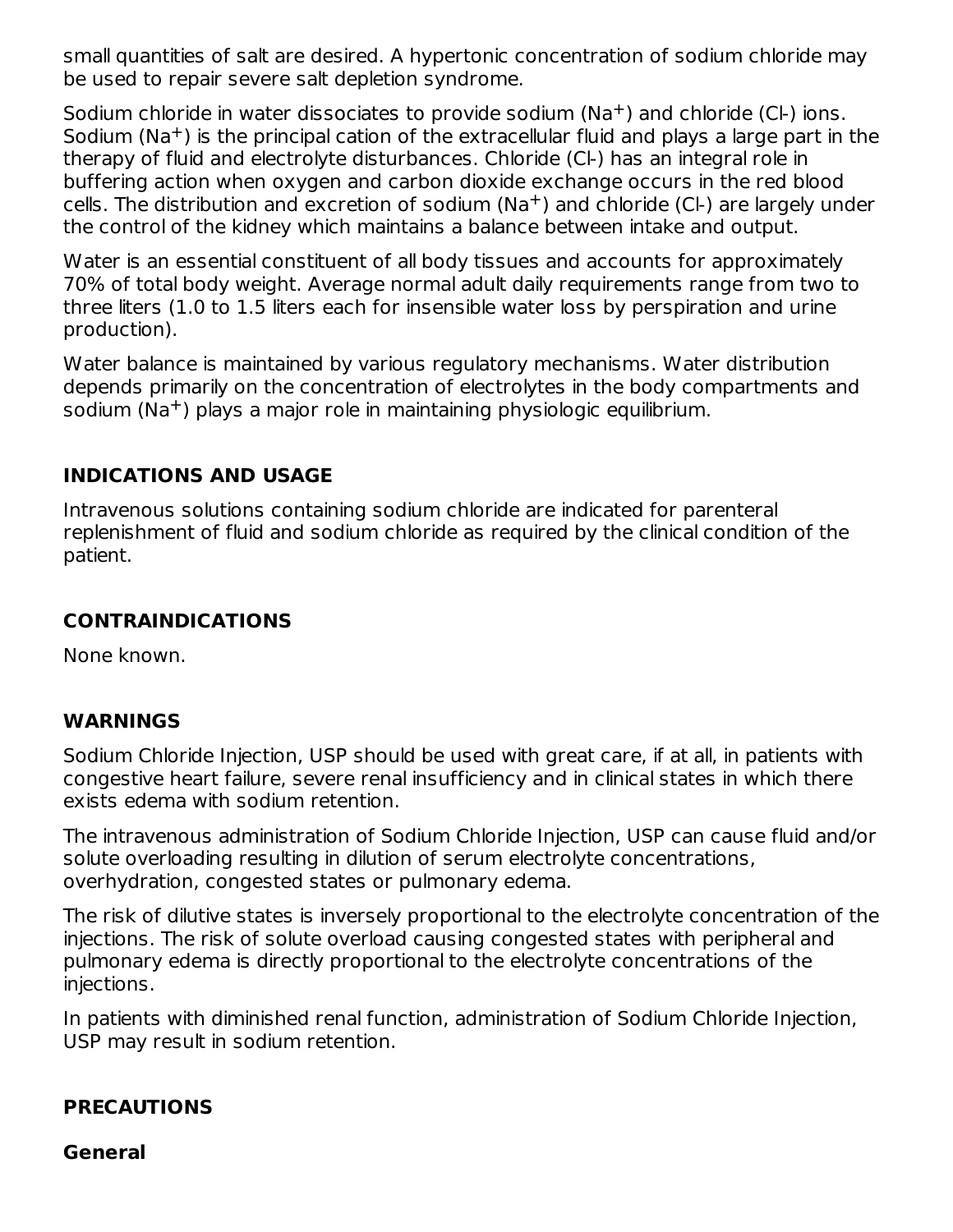small quantities of salt are desired. A hypertonic concentration of sodium chloride may be used to repair severe salt depletion syndrome.

Sodium chloride in water dissociates to provide sodium ($Na^+$) and chloride ($Cl^-$) ions. Sodium ($Na^+$) is the principal cation of the extracellular fluid and plays a large part in the therapy of fluid and electrolyte disturbances. Chloride ($Cl^-$) has an integral role in buffering action when oxygen and carbon dioxide exchange occurs in the red blood cells. The distribution and excretion of sodium ($Na^+$) and chloride ($Cl^-$) are largely under the control of the kidney which maintains a balance between intake and output.

Water is an essential constituent of all body tissues and accounts for approximately 70% of total body weight. Average normal adult daily requirements range from two to three liters (1.0 to 1.5 liters each for insensible water loss by perspiration and urine production).

Water balance is maintained by various regulatory mechanisms. Water distribution depends primarily on the concentration of electrolytes in the body compartments and sodium ($Na^+$) plays a major role in maintaining physiologic equilibrium.

## INDICATIONS AND USAGE

Intravenous solutions containing sodium chloride are indicated for parenteral replenishment of fluid and sodium chloride as required by the clinical condition of the patient.

## CONTRAINDICATIONS

None known.

## WARNINGS

Sodium Chloride Injection, USP should be used with great care, if at all, in patients with congestive heart failure, severe renal insufficiency and in clinical states in which there exists edema with sodium retention.

The intravenous administration of Sodium Chloride Injection, USP can cause fluid and/or solute overloading resulting in dilution of serum electrolyte concentrations, overhydration, congested states or pulmonary edema.

The risk of dilutive states is inversely proportional to the electrolyte concentration of the injections. The risk of solute overload causing congested states with peripheral and pulmonary edema is directly proportional to the electrolyte concentrations of the injections.

In patients with diminished renal function, administration of Sodium Chloride Injection, USP may result in sodium retention.

## PRECAUTIONS

### General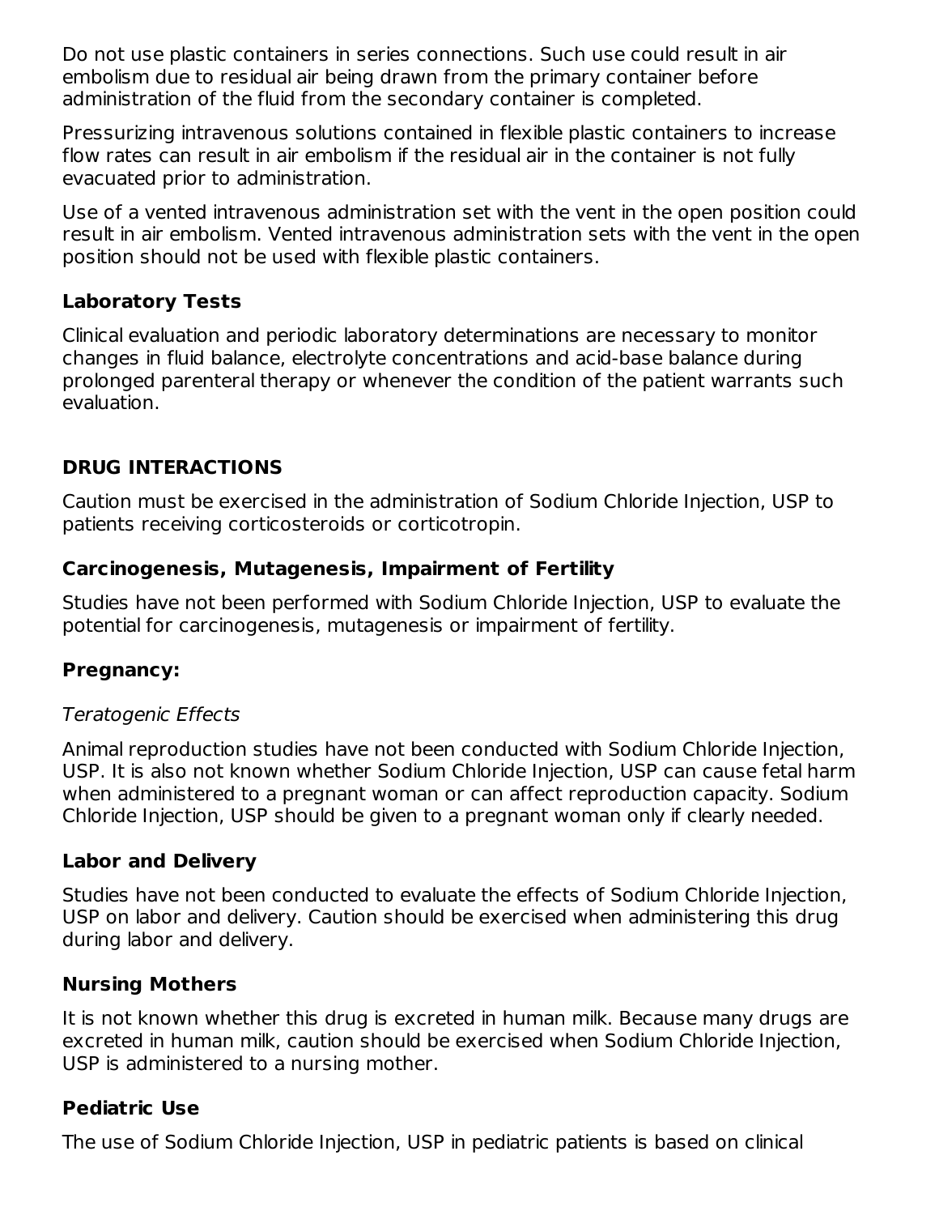Do not use plastic containers in series connections. Such use could result in air embolism due to residual air being drawn from the primary container before administration of the fluid from the secondary container is completed.

Pressurizing intravenous solutions contained in flexible plastic containers to increase flow rates can result in air embolism if the residual air in the container is not fully evacuated prior to administration.

Use of a vented intravenous administration set with the vent in the open position could result in air embolism. Vented intravenous administration sets with the vent in the open position should not be used with flexible plastic containers.

### Laboratory Tests

Clinical evaluation and periodic laboratory determinations are necessary to monitor changes in fluid balance, electrolyte concentrations and acid-base balance during prolonged parenteral therapy or whenever the condition of the patient warrants such evaluation.

## DRUG INTERACTIONS

Caution must be exercised in the administration of Sodium Chloride Injection, USP to patients receiving corticosteroids or corticotropin.

### Carcinogenesis, Mutagenesis, Impairment of Fertility

Studies have not been performed with Sodium Chloride Injection, USP to evaluate the potential for carcinogenesis, mutagenesis or impairment of fertility.

### Pregnancy:

*Teratogenic Effects*

Animal reproduction studies have not been conducted with Sodium Chloride Injection, USP. It is also not known whether Sodium Chloride Injection, USP can cause fetal harm when administered to a pregnant woman or can affect reproduction capacity. Sodium Chloride Injection, USP should be given to a pregnant woman only if clearly needed.

### Labor and Delivery

Studies have not been conducted to evaluate the effects of Sodium Chloride Injection, USP on labor and delivery. Caution should be exercised when administering this drug during labor and delivery.

### Nursing Mothers

It is not known whether this drug is excreted in human milk. Because many drugs are excreted in human milk, caution should be exercised when Sodium Chloride Injection, USP is administered to a nursing mother.

### Pediatric Use

The use of Sodium Chloride Injection, USP in pediatric patients is based on clinical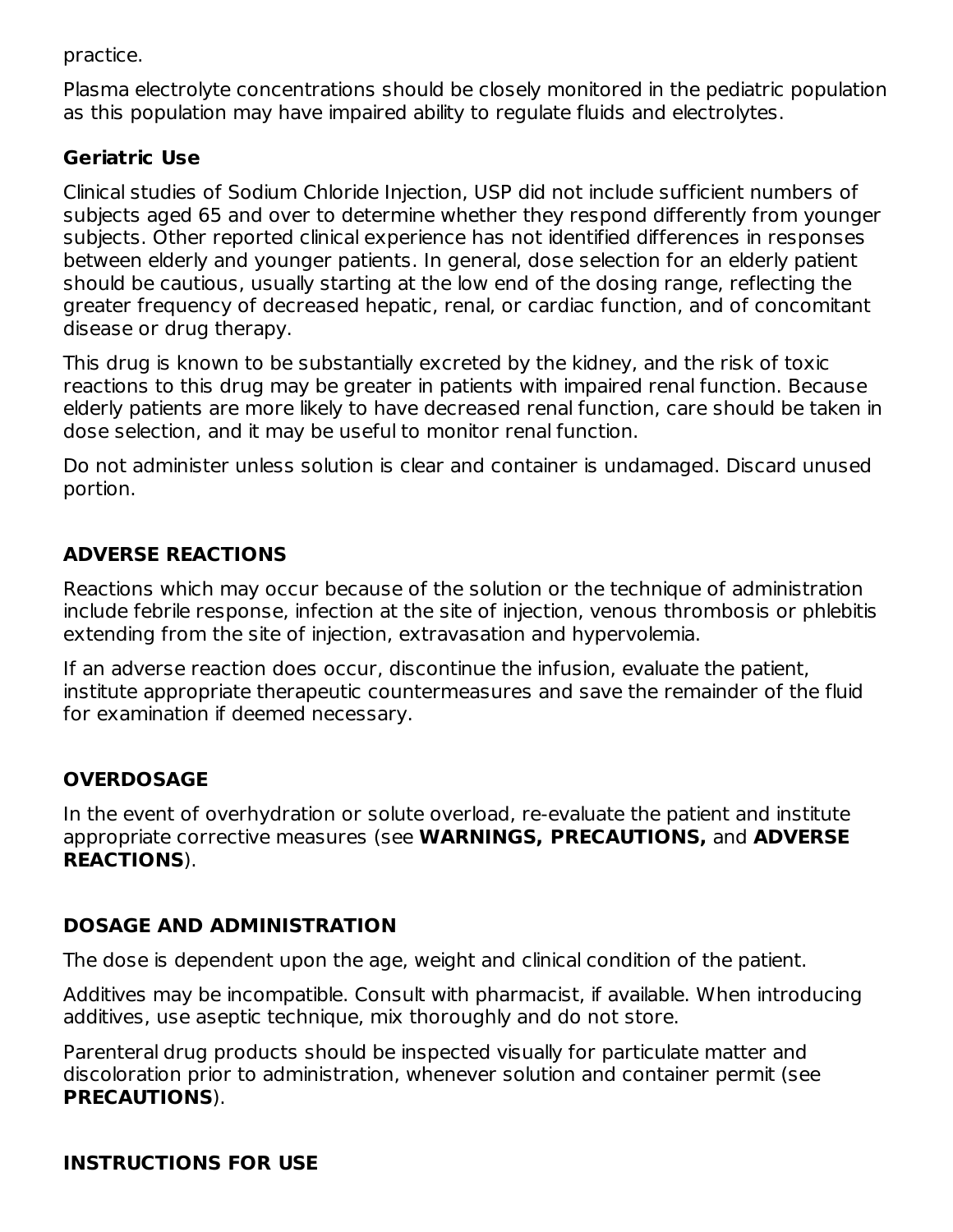practice.

Plasma electrolyte concentrations should be closely monitored in the pediatric population as this population may have impaired ability to regulate fluids and electrolytes.

### Geriatric Use

Clinical studies of Sodium Chloride Injection, USP did not include sufficient numbers of subjects aged 65 and over to determine whether they respond differently from younger subjects. Other reported clinical experience has not identified differences in responses between elderly and younger patients. In general, dose selection for an elderly patient should be cautious, usually starting at the low end of the dosing range, reflecting the greater frequency of decreased hepatic, renal, or cardiac function, and of concomitant disease or drug therapy.

This drug is known to be substantially excreted by the kidney, and the risk of toxic reactions to this drug may be greater in patients with impaired renal function. Because elderly patients are more likely to have decreased renal function, care should be taken in dose selection, and it may be useful to monitor renal function.

Do not administer unless solution is clear and container is undamaged. Discard unused portion.

## ADVERSE REACTIONS

Reactions which may occur because of the solution or the technique of administration include febrile response, infection at the site of injection, venous thrombosis or phlebitis extending from the site of injection, extravasation and hypervolemia.

If an adverse reaction does occur, discontinue the infusion, evaluate the patient, institute appropriate therapeutic countermeasures and save the remainder of the fluid for examination if deemed necessary.

## OVERDOSAGE

In the event of overhydration or solute overload, re-evaluate the patient and institute appropriate corrective measures (see **WARNINGS, PRECAUTIONS,** and **ADVERSE REACTIONS**).

## DOSAGE AND ADMINISTRATION

The dose is dependent upon the age, weight and clinical condition of the patient.

Additives may be incompatible. Consult with pharmacist, if available. When introducing additives, use aseptic technique, mix thoroughly and do not store.

Parenteral drug products should be inspected visually for particulate matter and discoloration prior to administration, whenever solution and container permit (see **PRECAUTIONS**).

## INSTRUCTIONS FOR USE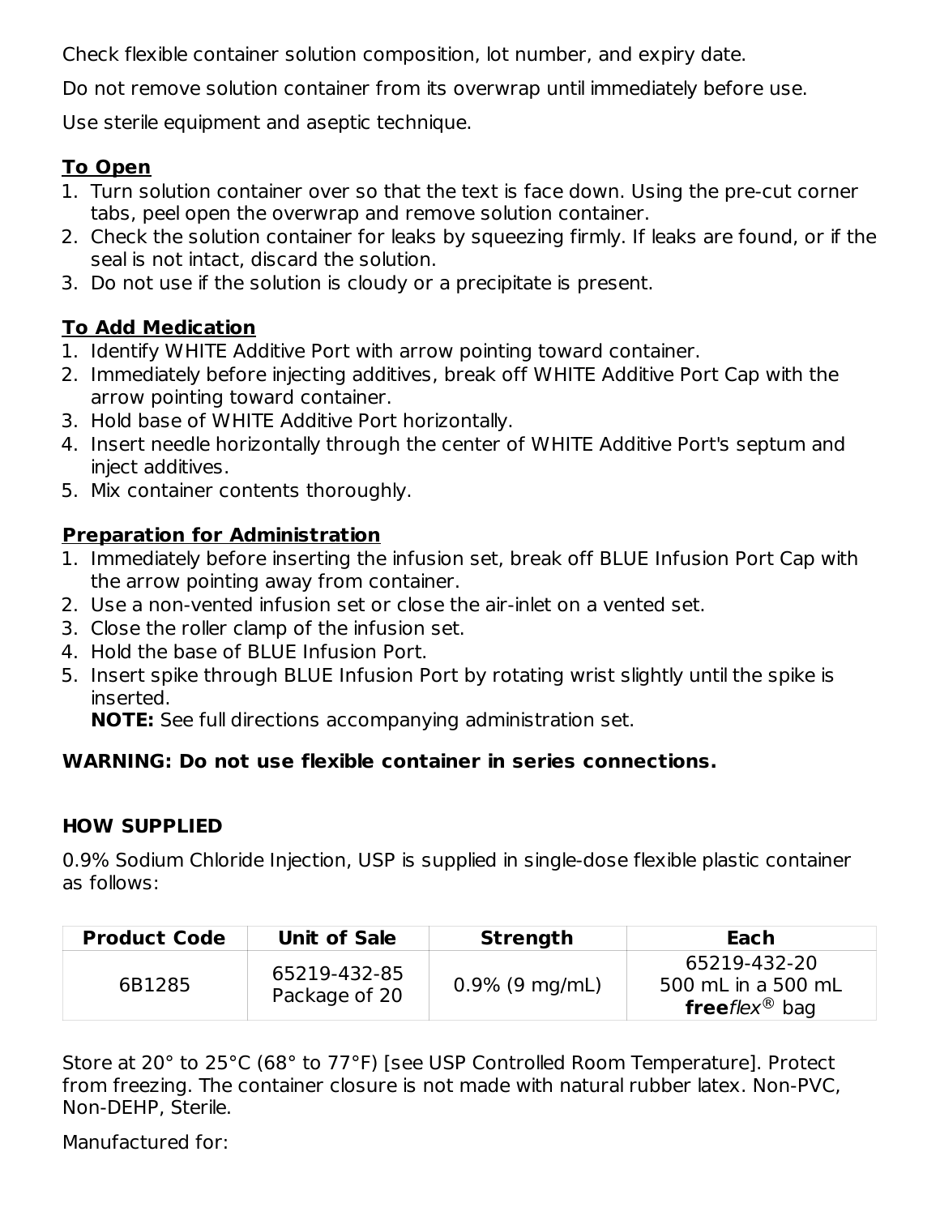Check flexible container solution composition, lot number, and expiry date.

Do not remove solution container from its overwrap until immediately before use.

Use sterile equipment and aseptic technique.

**To Open**

1. Turn solution container over so that the text is face down. Using the pre-cut corner tabs, peel open the overwrap and remove solution container.
2. Check the solution container for leaks by squeezing firmly. If leaks are found, or if the seal is not intact, discard the solution.
3. Do not use if the solution is cloudy or a precipitate is present.

**To Add Medication**

1. Identify WHITE Additive Port with arrow pointing toward container.
2. Immediately before injecting additives, break off WHITE Additive Port Cap with the arrow pointing toward container.
3. Hold base of WHITE Additive Port horizontally.
4. Insert needle horizontally through the center of WHITE Additive Port's septum and inject additives.
5. Mix container contents thoroughly.

**Preparation for Administration**

1. Immediately before inserting the infusion set, break off BLUE Infusion Port Cap with the arrow pointing away from container.
2. Use a non-vented infusion set or close the air-inlet on a vented set.
3. Close the roller clamp of the infusion set.
4. Hold the base of BLUE Infusion Port.
5. Insert spike through BLUE Infusion Port by rotating wrist slightly until the spike is inserted.
   **NOTE:** See full directions accompanying administration set.

**WARNING: Do not use flexible container in series connections.**

**HOW SUPPLIED**

0.9% Sodium Chloride Injection, USP is supplied in single-dose flexible plastic container as follows:

| Product Code | Unit of Sale | Strength | Each |
|---|---|---|---|
| 6B1285 | 65219-432-85 Package of 20 | 0.9% (9 mg/mL) | 65219-432-20 500 mL in a 500 mL **free***flex*® bag |

Store at 20° to 25°C (68° to 77°F) [see USP Controlled Room Temperature]. Protect from freezing. The container closure is not made with natural rubber latex. Non-PVC, Non-DEHP, Sterile.

Manufactured for: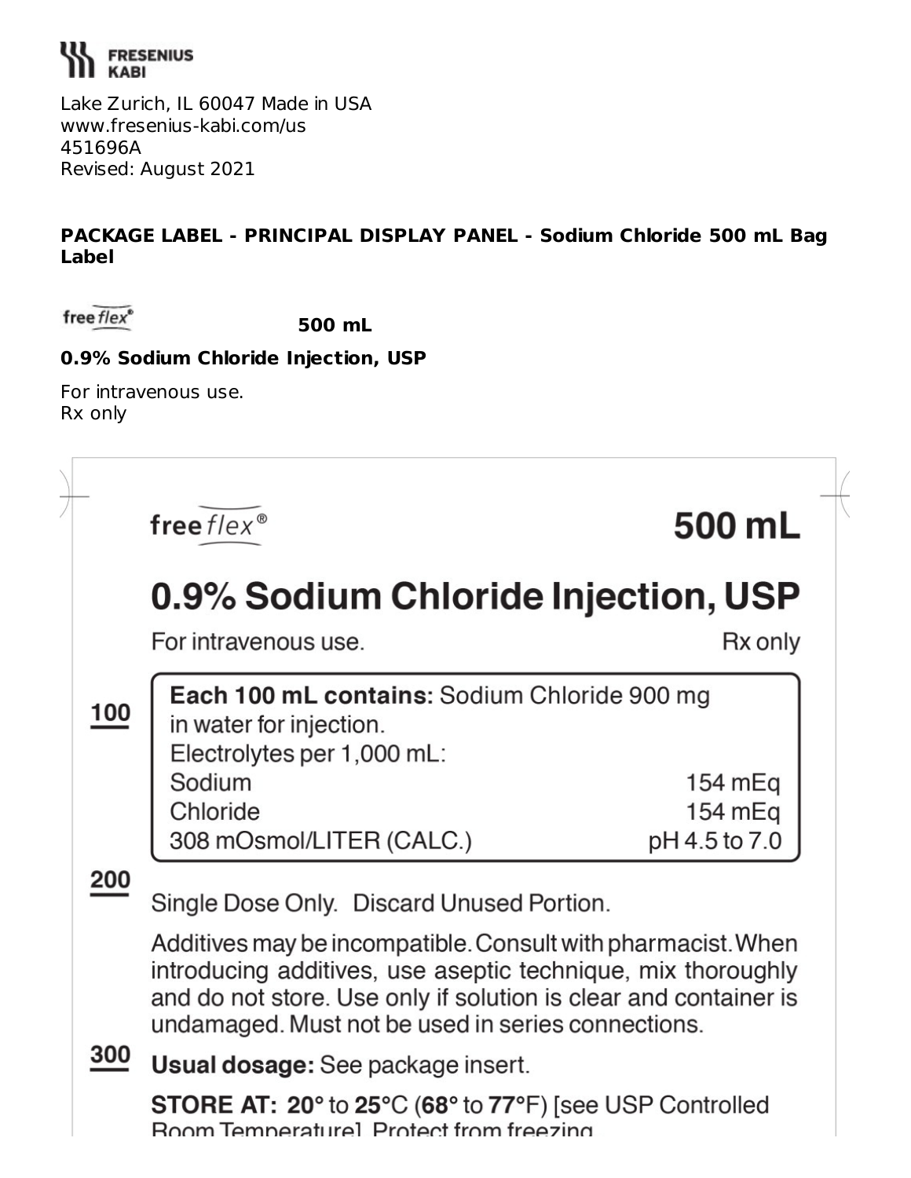FRESENIUS KABI

Lake Zurich, IL 60047 Made in USA
www.fresenius-kabi.com/us
451696A
Revised: August 2021

**PACKAGE LABEL - PRINCIPAL DISPLAY PANEL - Sodium Chloride 500 mL Bag Label**

freeflex® **500 mL**

**0.9% Sodium Chloride Injection, USP**

For intravenous use.
Rx only

freeflex® **500 mL**

# 0.9% Sodium Chloride Injection, USP

For intravenous use. Rx only

100

**Each 100 mL contains:** Sodium Chloride 900 mg in water for injection.
Electrolytes per 1,000 mL:

| | |
|---|---|
| Sodium | 154 mEq |
| Chloride | 154 mEq |
| 308 mOsmol/LITER (CALC.) | pH 4.5 to 7.0 |

200

Single Dose Only. Discard Unused Portion.

Additives may be incompatible. Consult with pharmacist. When introducing additives, use aseptic technique, mix thoroughly and do not store. Use only if solution is clear and container is undamaged. Must not be used in series connections.

300

**Usual dosage:** See package insert.

**STORE AT: 20°** to **25°**C (**68°** to **77°**F) [see USP Controlled Room Temperature]. Protect from freezing.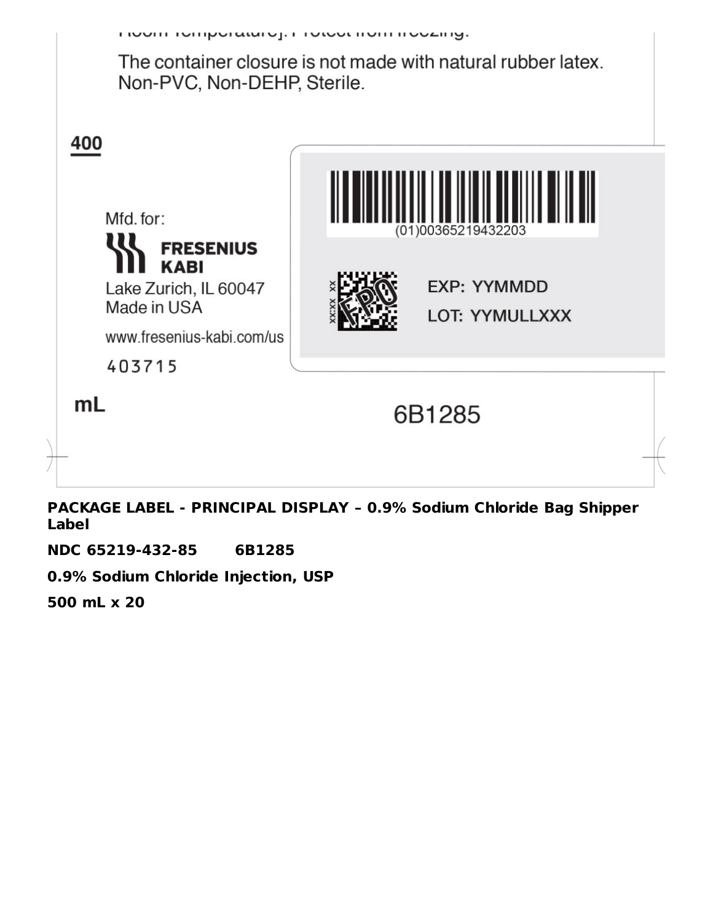Room Temperature]. Protect from freezing.

The container closure is not made with natural rubber latex.
Non-PVC, Non-DEHP, Sterile.

400

Mfd. for:

FRESENIUS KABI

Lake Zurich, IL 60047
Made in USA

www.fresenius-kabi.com/us

403715

(01)00365219432203

EXP: YYMMDD

LOT: YYMULLXXX

mL

6B1285

**PACKAGE LABEL - PRINCIPAL DISPLAY – 0.9% Sodium Chloride Bag Shipper Label**

**NDC 65219-432-85 6B1285**

**0.9% Sodium Chloride Injection, USP**

**500 mL x 20**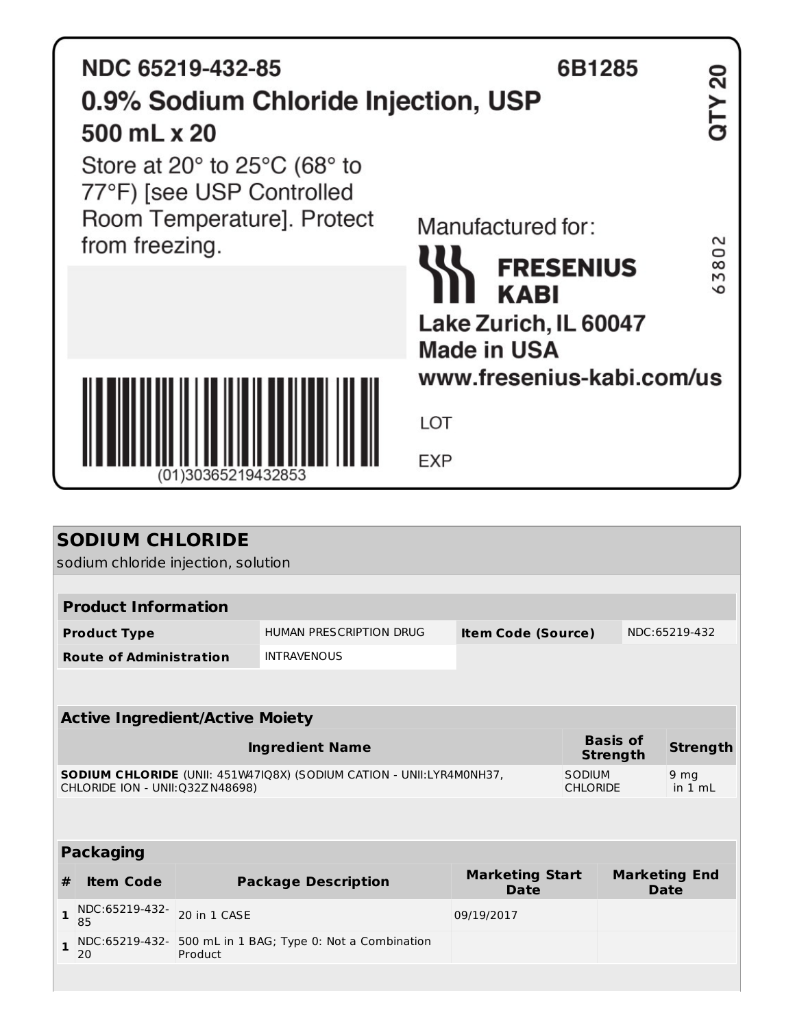NDC 65219-432-85

6B1285

**0.9% Sodium Chloride Injection, USP**

**500 mL x 20**

QTY 20

Store at 20° to 25°C (68° to 77°F) [see USP Controlled Room Temperature]. Protect from freezing.

Manufactured for:

**FRESENIUS KABI**

**Lake Zurich, IL 60047**

**Made in USA**

**www.fresenius-kabi.com/us**

63802

(01)30365219432853

LOT

EXP

## SODIUM CHLORIDE

sodium chloride injection, solution

| **Product Information** | | | |
|---|---|---|---|
| **Product Type** | HUMAN PRESCRIPTION DRUG | **Item Code (Source)** | NDC:65219-432 |
| **Route of Administration** | INTRAVENOUS | | |

| **Active Ingredient/Active Moiety** | | |
|---|---|---|
| **Ingredient Name** | **Basis of Strength** | **Strength** |
| **SODIUM CHLORIDE** (UNII: 451W47IQ8X) (SODIUM CATION - UNII:LYR4M0NH37, CHLORIDE ION - UNII:Q32ZN48698) | SODIUM CHLORIDE | 9 mg in 1 mL |

| **Packaging** | | | | |
|---|---|---|---|---|
| **#** | **Item Code** | **Package Description** | **Marketing Start Date** | **Marketing End Date** |
| **1** | NDC:65219-432-85 | 20 in 1 CASE | 09/19/2017 | |
| **1** | NDC:65219-432-20 | 500 mL in 1 BAG; Type 0: Not a Combination Product | | |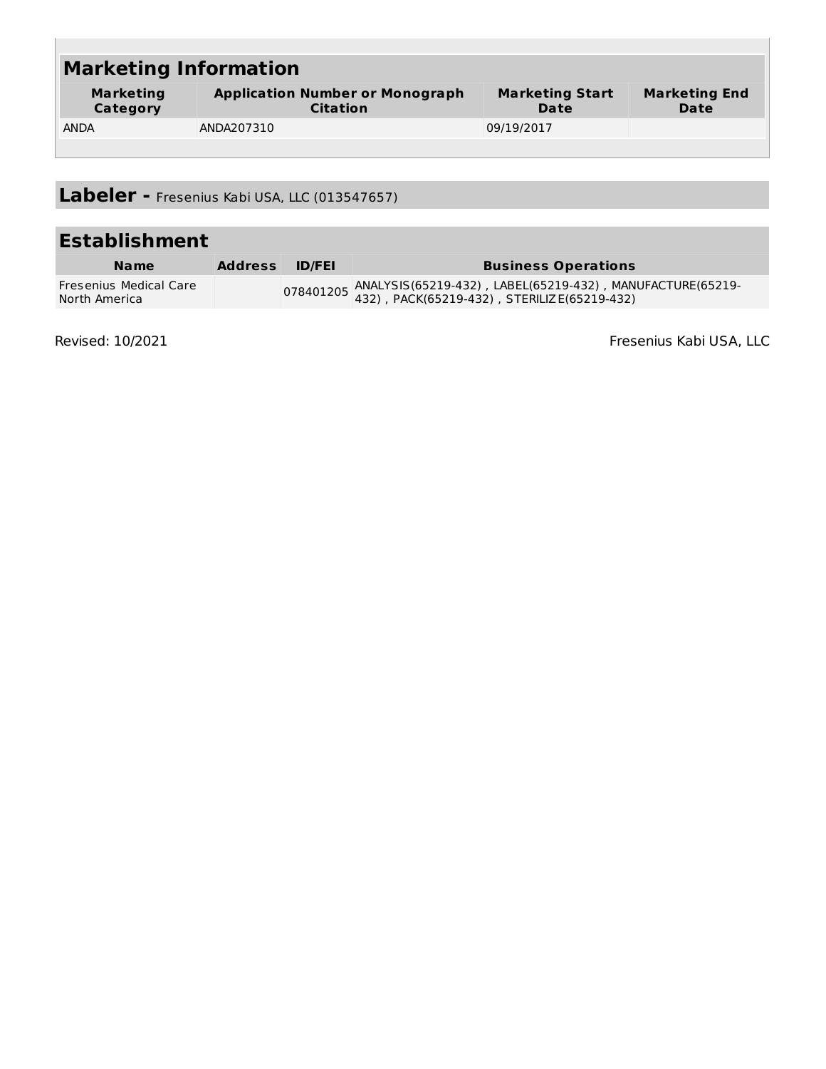## Marketing Information

| Marketing Category | Application Number or Monograph Citation | Marketing Start Date | Marketing End Date |
| --- | --- | --- | --- |
| ANDA | ANDA207310 | 09/19/2017 | |

## Labeler - Fresenius Kabi USA, LLC (013547657)

## Establishment

| Name | Address | ID/FEI | Business Operations |
| --- | --- | --- | --- |
| Fresenius Medical Care North America | | 078401205 | ANALYSIS(65219-432) , LABEL(65219-432) , MANUFACTURE(65219-432) , PACK(65219-432) , STERILIZE(65219-432) |

Revised: 10/2021

Fresenius Kabi USA, LLC